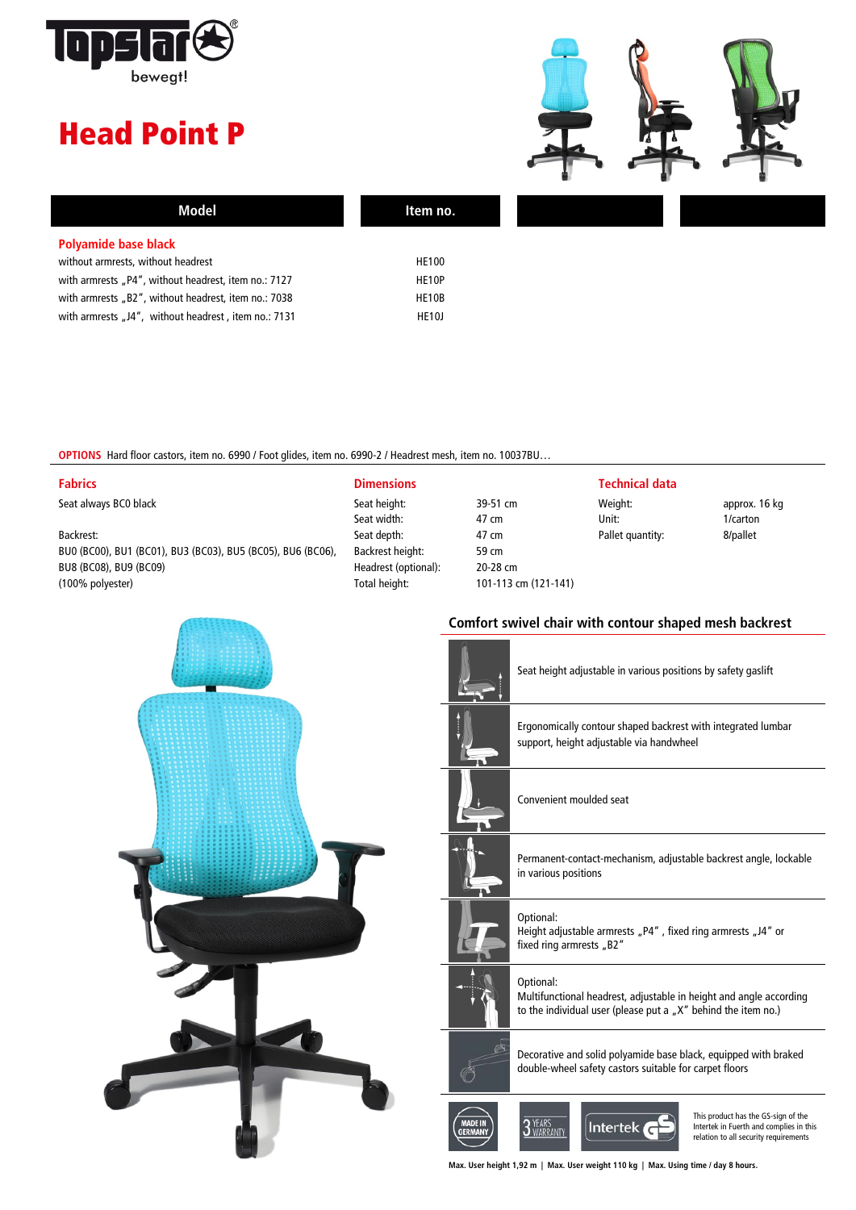Topstar bewegt!

# Head Point P

| Model | Item no. | | |
|---|---|---|---|
| **Polyamide base black** | | | |
| without armrests, without headrest | HE100 | | |
| with armrests „P4“, without headrest, item no.: 7127 | HE10P | | |
| with armrests „B2“, without headrest, item no.: 7038 | HE10B | | |
| with armrests „J4“, without headrest , item no.: 7131 | HE10J | | |

**OPTIONS** Hard floor castors, item no. 6990 / Foot glides, item no. 6990-2 / Headrest mesh, item no. 10037BU…

## Fabrics

Seat always BC0 black

Backrest:
BU0 (BC00), BU1 (BC01), BU3 (BC03), BU5 (BC05), BU6 (BC06), BU8 (BC08), BU9 (BC09)
(100% polyester)

## Dimensions

| | |
|---|---|
| Seat height: | 39-51 cm |
| Seat width: | 47 cm |
| Seat depth: | 47 cm |
| Backrest height: | 59 cm |
| Headrest (optional): | 20-28 cm |
| Total height: | 101-113 cm (121-141) |

## Technical data

| | |
|---|---|
| Weight: | approx. 16 kg |
| Unit: | 1/carton |
| Pallet quantity: | 8/pallet |

## Comfort swivel chair with contour shaped mesh backrest

- Seat height adjustable in various positions by safety gaslift
- Ergonomically contour shaped backrest with integrated lumbar support, height adjustable via handwheel
- Convenient moulded seat
- Permanent-contact-mechanism, adjustable backrest angle, lockable in various positions
- Optional:
  Height adjustable armrests „P4“ , fixed ring armrests „J4“ or fixed ring armrests „B2“
- Optional:
  Multifunctional headrest, adjustable in height and angle according to the individual user (please put a „X“ behind the item no.)
- Decorative and solid polyamide base black, equipped with braked double-wheel safety castors suitable for carpet floors

MADE IN GERMANY | 3 YEARS WARRANTY | Intertek GS

This product has the GS-sign of the Intertek in Fuerth and complies in this relation to all security requirements

**Max. User height 1,92 m | Max. User weight 110 kg | Max. Using time / day 8 hours.**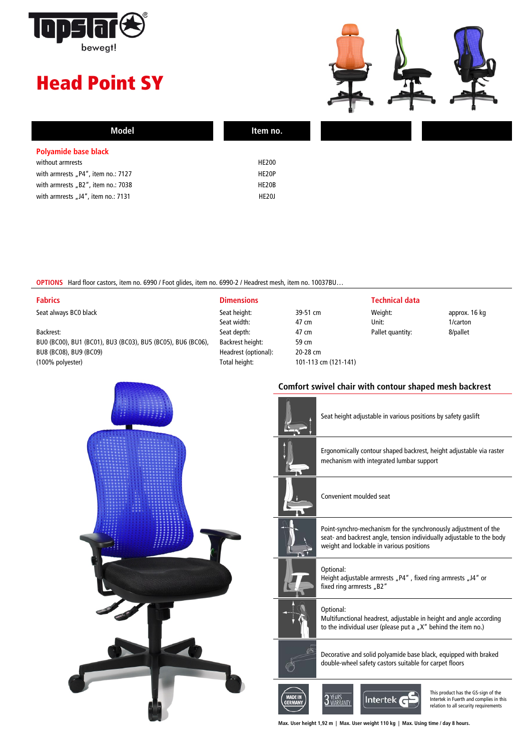# Head Point SY

| Model | Item no. | | |
|---|---|---|---|
| **Polyamide base black** | | | |
| without armrests | HE200 | | |
| with armrests „P4", item no.: 7127 | HE20P | | |
| with armrests „B2", item no.: 7038 | HE20B | | |
| with armrests „J4", item no.: 7131 | HE20J | | |

**OPTIONS** Hard floor castors, item no. 6990 / Foot glides, item no. 6990-2 / Headrest mesh, item no. 10037BU…

## Fabrics

Seat always BC0 black

Backrest:
BU0 (BC00), BU1 (BC01), BU3 (BC03), BU5 (BC05), BU6 (BC06), BU8 (BC08), BU9 (BC09)
(100% polyester)

## Dimensions

| | |
|---|---|
| Seat height: | 39-51 cm |
| Seat width: | 47 cm |
| Seat depth: | 47 cm |
| Backrest height: | 59 cm |
| Headrest (optional): | 20-28 cm |
| Total height: | 101-113 cm (121-141) |

## Technical data

| | |
|---|---|
| Weight: | approx. 16 kg |
| Unit: | 1/carton |
| Pallet quantity: | 8/pallet |

## Comfort swivel chair with contour shaped mesh backrest

- Seat height adjustable in various positions by safety gaslift
- Ergonomically contour shaped backrest, height adjustable via raster mechanism with integrated lumbar support
- Convenient moulded seat
- Point-synchro-mechanism for the synchronously adjustment of the seat- and backrest angle, tension individually adjustable to the body weight and lockable in various positions
- Optional:
  Height adjustable armrests „P4" , fixed ring armrests „J4" or fixed ring armrests „B2"
- Optional:
  Multifunctional headrest, adjustable in height and angle according to the individual user (please put a „X" behind the item no.)
- Decorative and solid polyamide base black, equipped with braked double-wheel safety castors suitable for carpet floors

MADE IN GERMANY | 3 YEARS WARRANTY | Intertek GS

This product has the GS-sign of the Intertek in Fuerth and complies in this relation to all security requirements

**Max. User height 1,92 m | Max. User weight 110 kg | Max. Using time / day 8 hours.**